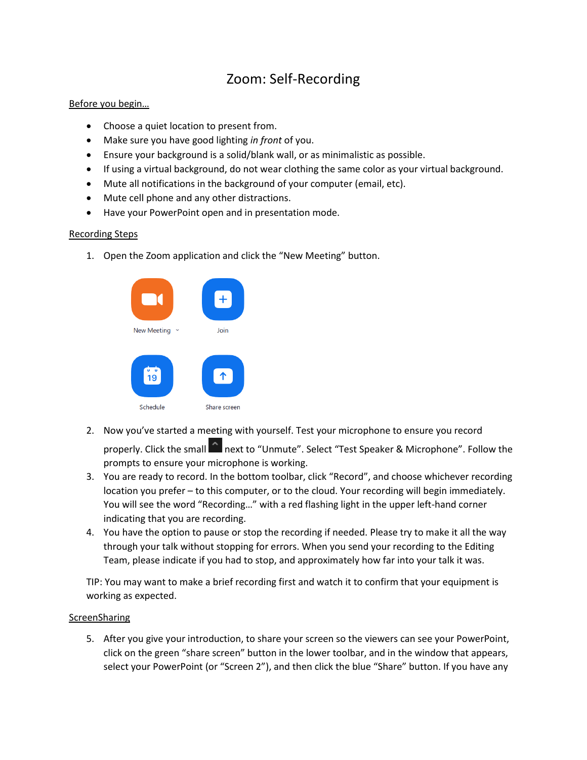# Zoom: Self-Recording

Before you begin…

- Choose a quiet location to present from.
- Make sure you have good lighting *in front* of you.
- Ensure your background is a solid/blank wall, or as minimalistic as possible.
- If using a virtual background, do not wear clothing the same color as your virtual background.
- Mute all notifications in the background of your computer (email, etc).
- Mute cell phone and any other distractions.
- Have your PowerPoint open and in presentation mode.

Recording Steps

1. Open the Zoom application and click the "New Meeting" button.

   New Meeting　Join

   Schedule　Share screen

2. Now you've started a meeting with yourself. Test your microphone to ensure you record properly. Click the small ^ next to "Unmute". Select "Test Speaker & Microphone". Follow the prompts to ensure your microphone is working.
3. You are ready to record. In the bottom toolbar, click "Record", and choose whichever recording location you prefer – to this computer, or to the cloud. Your recording will begin immediately. You will see the word "Recording…" with a red flashing light in the upper left-hand corner indicating that you are recording.
4. You have the option to pause or stop the recording if needed. Please try to make it all the way through your talk without stopping for errors. When you send your recording to the Editing Team, please indicate if you had to stop, and approximately how far into your talk it was.

TIP: You may want to make a brief recording first and watch it to confirm that your equipment is working as expected.

ScreenSharing

5. After you give your introduction, to share your screen so the viewers can see your PowerPoint, click on the green "share screen" button in the lower toolbar, and in the window that appears, select your PowerPoint (or "Screen 2"), and then click the blue "Share" button. If you have any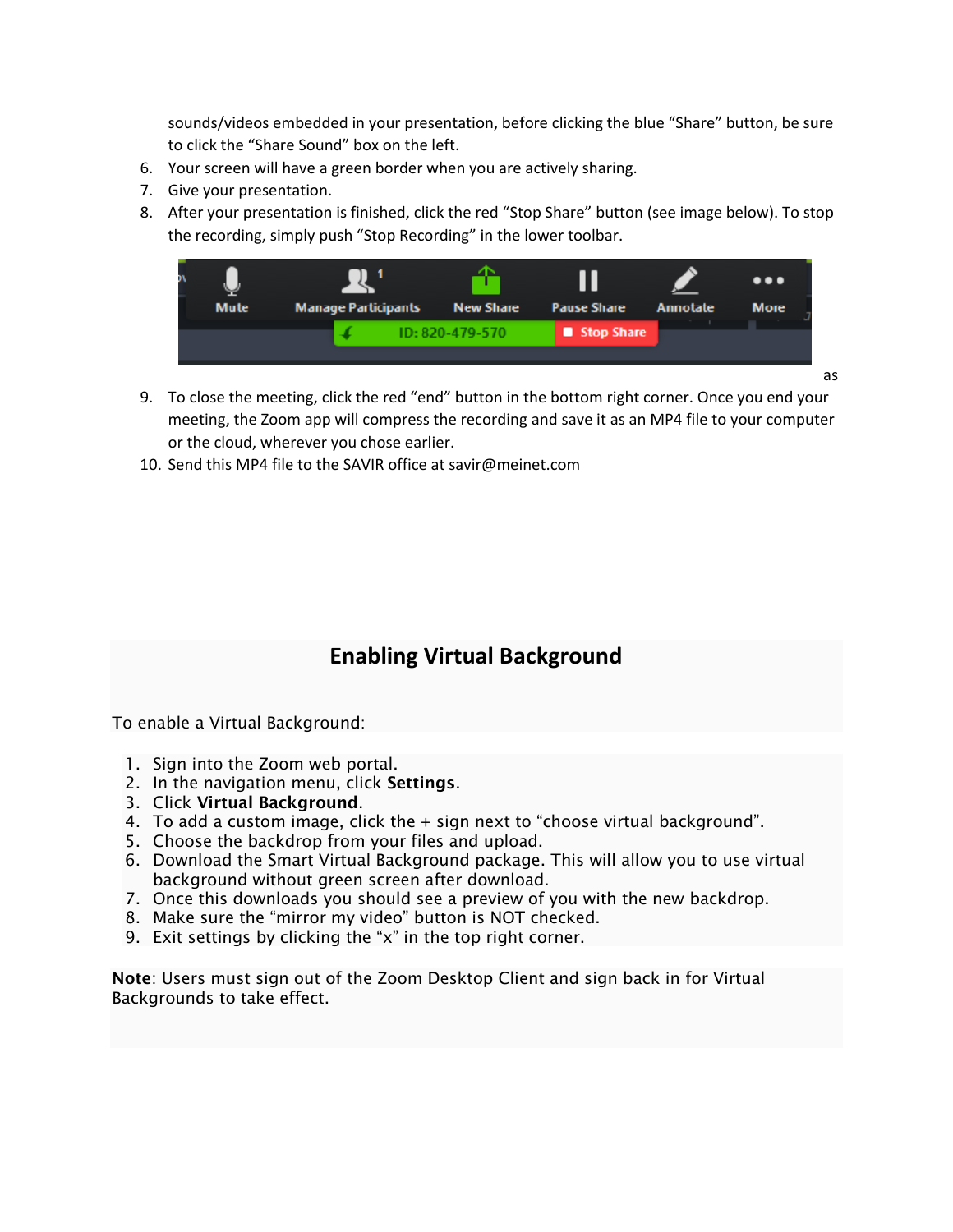sounds/videos embedded in your presentation, before clicking the blue "Share" button, be sure to click the "Share Sound" box on the left.

6. Your screen will have a green border when you are actively sharing.
7. Give your presentation.
8. After your presentation is finished, click the red "Stop Share" button (see image below). To stop the recording, simply push "Stop Recording" in the lower toolbar.

as

9. To close the meeting, click the red "end" button in the bottom right corner. Once you end your meeting, the Zoom app will compress the recording and save it as an MP4 file to your computer or the cloud, wherever you chose earlier.
10. Send this MP4 file to the SAVIR office at savir@meinet.com

## Enabling Virtual Background

To enable a Virtual Background:

1. Sign into the Zoom web portal.
2. In the navigation menu, click **Settings**.
3. Click **Virtual Background**.
4. To add a custom image, click the + sign next to "choose virtual background".
5. Choose the backdrop from your files and upload.
6. Download the Smart Virtual Background package. This will allow you to use virtual background without green screen after download.
7. Once this downloads you should see a preview of you with the new backdrop.
8. Make sure the "mirror my video" button is NOT checked.
9. Exit settings by clicking the "x" in the top right corner.

**Note**: Users must sign out of the Zoom Desktop Client and sign back in for Virtual Backgrounds to take effect.